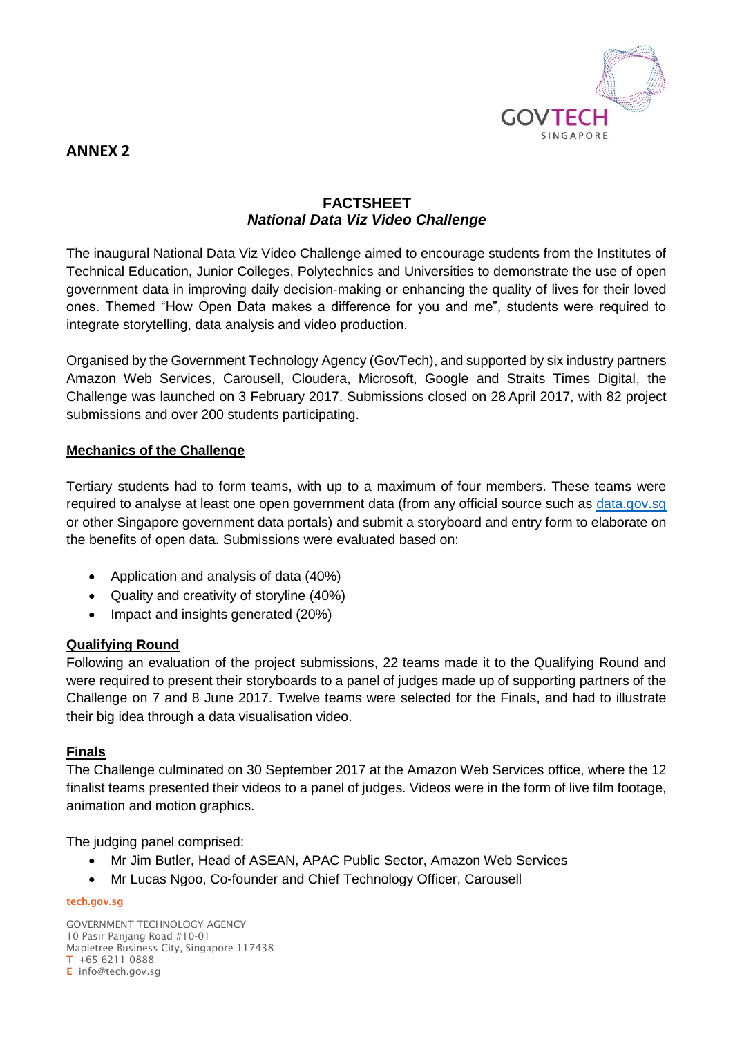**ANNEX 2**

# FACTSHEET
## *National Data Viz Video Challenge*

The inaugural National Data Viz Video Challenge aimed to encourage students from the Institutes of Technical Education, Junior Colleges, Polytechnics and Universities to demonstrate the use of open government data in improving daily decision-making or enhancing the quality of lives for their loved ones. Themed "How Open Data makes a difference for you and me", students were required to integrate storytelling, data analysis and video production.

Organised by the Government Technology Agency (GovTech), and supported by six industry partners Amazon Web Services, Carousell, Cloudera, Microsoft, Google and Straits Times Digital, the Challenge was launched on 3 February 2017. Submissions closed on 28 April 2017, with 82 project submissions and over 200 students participating.

### Mechanics of the Challenge

Tertiary students had to form teams, with up to a maximum of four members. These teams were required to analyse at least one open government data (from any official source such as data.gov.sg or other Singapore government data portals) and submit a storyboard and entry form to elaborate on the benefits of open data. Submissions were evaluated based on:

- Application and analysis of data (40%)
- Quality and creativity of storyline (40%)
- Impact and insights generated (20%)

### Qualifying Round

Following an evaluation of the project submissions, 22 teams made it to the Qualifying Round and were required to present their storyboards to a panel of judges made up of supporting partners of the Challenge on 7 and 8 June 2017. Twelve teams were selected for the Finals, and had to illustrate their big idea through a data visualisation video.

### Finals

The Challenge culminated on 30 September 2017 at the Amazon Web Services office, where the 12 finalist teams presented their videos to a panel of judges. Videos were in the form of live film footage, animation and motion graphics.

The judging panel comprised:

- Mr Jim Butler, Head of ASEAN, APAC Public Sector, Amazon Web Services
- Mr Lucas Ngoo, Co-founder and Chief Technology Officer, Carousell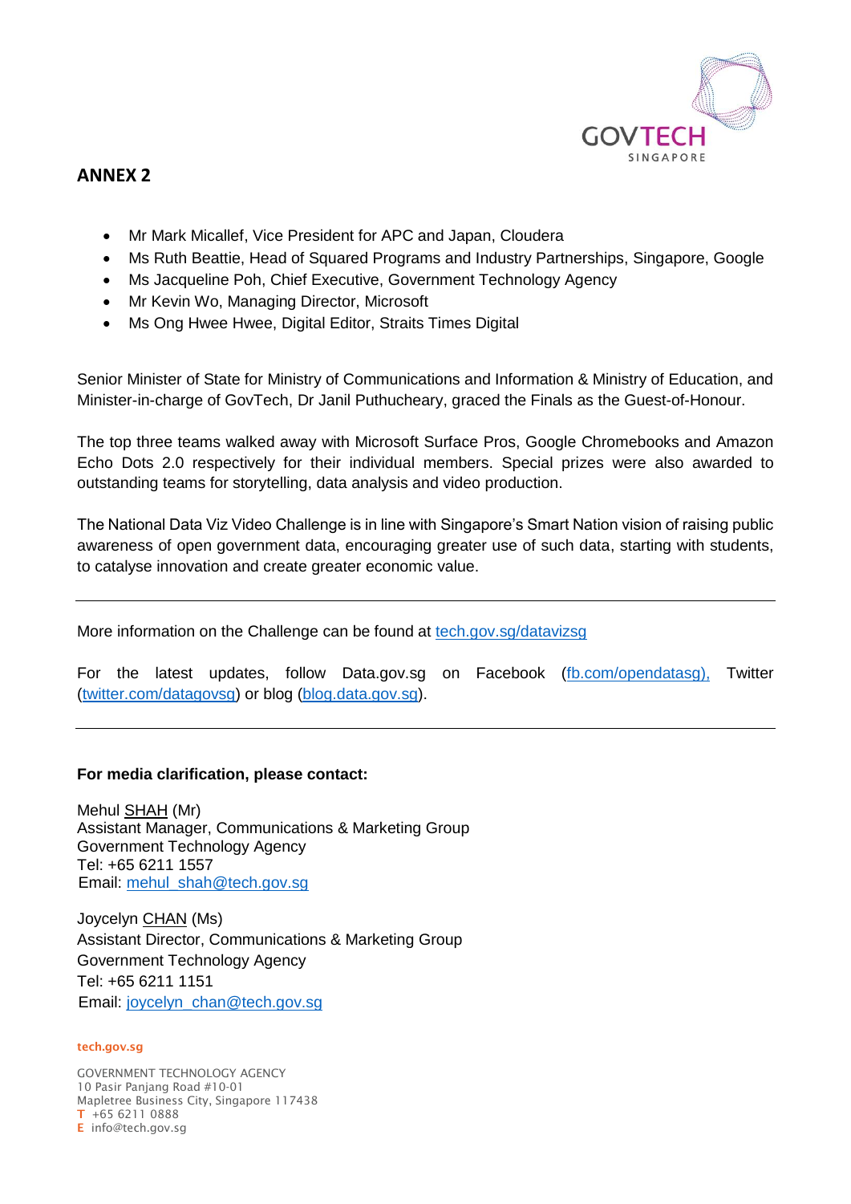## ANNEX 2

- Mr Mark Micallef, Vice President for APC and Japan, Cloudera
- Ms Ruth Beattie, Head of Squared Programs and Industry Partnerships, Singapore, Google
- Ms Jacqueline Poh, Chief Executive, Government Technology Agency
- Mr Kevin Wo, Managing Director, Microsoft
- Ms Ong Hwee Hwee, Digital Editor, Straits Times Digital

Senior Minister of State for Ministry of Communications and Information & Ministry of Education, and Minister-in-charge of GovTech, Dr Janil Puthucheary, graced the Finals as the Guest-of-Honour.

The top three teams walked away with Microsoft Surface Pros, Google Chromebooks and Amazon Echo Dots 2.0 respectively for their individual members. Special prizes were also awarded to outstanding teams for storytelling, data analysis and video production.

The National Data Viz Video Challenge is in line with Singapore's Smart Nation vision of raising public awareness of open government data, encouraging greater use of such data, starting with students, to catalyse innovation and create greater economic value.

---

More information on the Challenge can be found at tech.gov.sg/datavizsg

For the latest updates, follow Data.gov.sg on Facebook (fb.com/opendatasg), Twitter (twitter.com/datagovsg) or blog (blog.data.gov.sg).

---

**For media clarification, please contact:**

Mehul SHAH (Mr)
Assistant Manager, Communications & Marketing Group
Government Technology Agency
Tel: +65 6211 1557
Email: mehul_shah@tech.gov.sg

Joycelyn CHAN (Ms)
Assistant Director, Communications & Marketing Group
Government Technology Agency
Tel: +65 6211 1151
Email: joycelyn_chan@tech.gov.sg

tech.gov.sg

GOVERNMENT TECHNOLOGY AGENCY
10 Pasir Panjang Road #10-01
Mapletree Business City, Singapore 117438
T +65 6211 0888
E info@tech.gov.sg